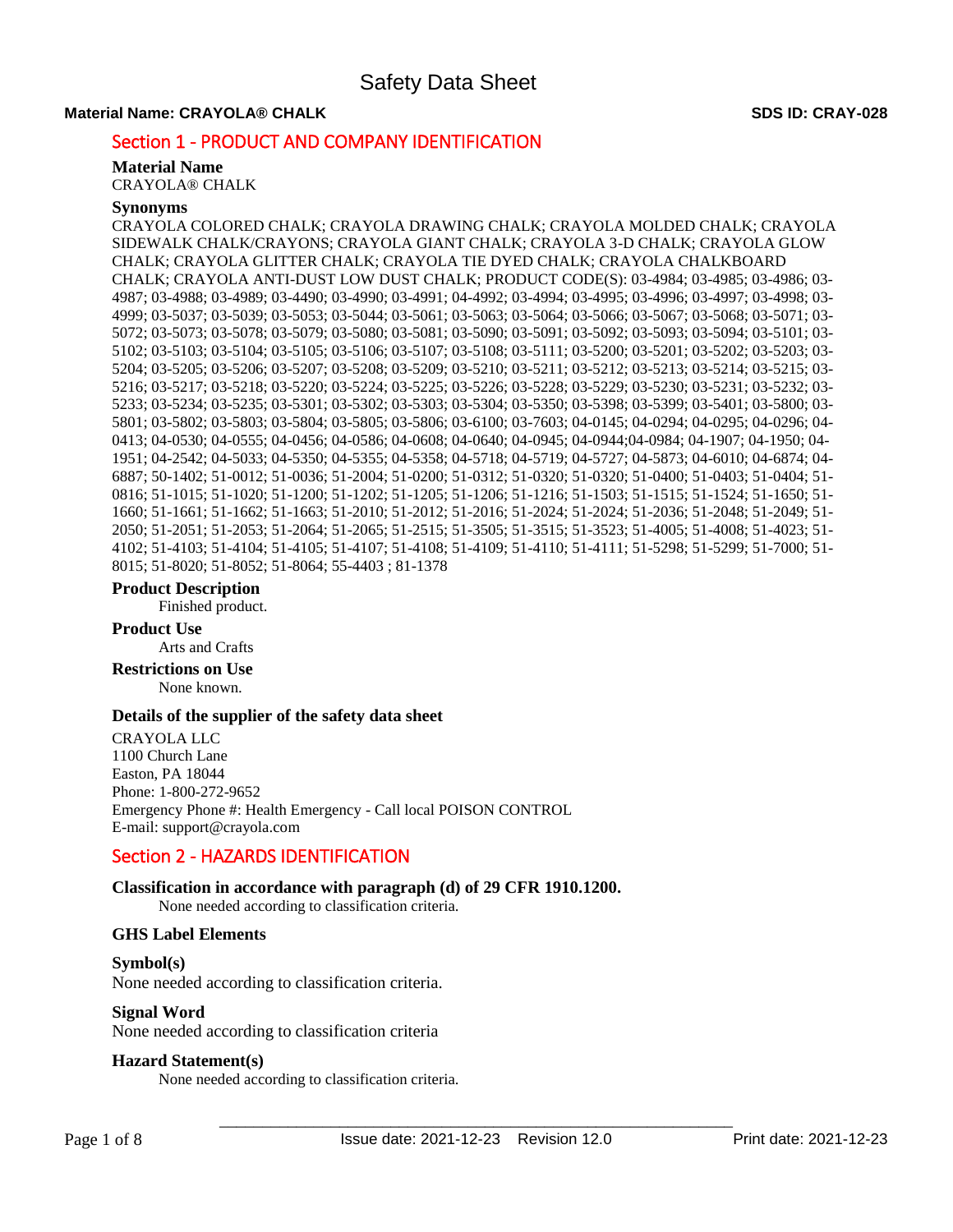# Safety Data Sheet

**Material Name: CRAYOLA® CHALK** **SDS ID: CRAY-028**

## Section 1 - PRODUCT AND COMPANY IDENTIFICATION

### Material Name

CRAYOLA® CHALK

### Synonyms

CRAYOLA COLORED CHALK; CRAYOLA DRAWING CHALK; CRAYOLA MOLDED CHALK; CRAYOLA SIDEWALK CHALK/CRAYONS; CRAYOLA GIANT CHALK; CRAYOLA 3-D CHALK; CRAYOLA GLOW CHALK; CRAYOLA GLITTER CHALK; CRAYOLA TIE DYED CHALK; CRAYOLA CHALKBOARD CHALK; CRAYOLA ANTI-DUST LOW DUST CHALK; PRODUCT CODE(S): 03-4984; 03-4985; 03-4986; 03-4987; 03-4988; 03-4989; 03-4490; 03-4990; 03-4991; 04-4992; 03-4994; 03-4995; 03-4996; 03-4997; 03-4998; 03-4999; 03-5037; 03-5039; 03-5053; 03-5044; 03-5061; 03-5063; 03-5064; 03-5066; 03-5067; 03-5068; 03-5071; 03-5072; 03-5073; 03-5078; 03-5079; 03-5080; 03-5081; 03-5090; 03-5091; 03-5092; 03-5093; 03-5094; 03-5101; 03-5102; 03-5103; 03-5104; 03-5105; 03-5106; 03-5107; 03-5108; 03-5111; 03-5200; 03-5201; 03-5202; 03-5203; 03-5204; 03-5205; 03-5206; 03-5207; 03-5208; 03-5209; 03-5210; 03-5211; 03-5212; 03-5213; 03-5214; 03-5215; 03-5216; 03-5217; 03-5218; 03-5220; 03-5224; 03-5225; 03-5226; 03-5228; 03-5229; 03-5230; 03-5231; 03-5232; 03-5233; 03-5234; 03-5235; 03-5301; 03-5302; 03-5303; 03-5304; 03-5350; 03-5398; 03-5399; 03-5401; 03-5800; 03-5801; 03-5802; 03-5803; 03-5804; 03-5805; 03-5806; 03-6100; 03-7603; 04-0145; 04-0294; 04-0295; 04-0296; 04-0413; 04-0530; 04-0555; 04-0456; 04-0586; 04-0608; 04-0640; 04-0945; 04-0944;04-0984; 04-1907; 04-1950; 04-1951; 04-2542; 04-5033; 04-5350; 04-5355; 04-5358; 04-5718; 04-5719; 04-5727; 04-5873; 04-6010; 04-6874; 04-6887; 50-1402; 51-0012; 51-0036; 51-2004; 51-0200; 51-0312; 51-0320; 51-0320; 51-0400; 51-0403; 51-0404; 51-0816; 51-1015; 51-1020; 51-1200; 51-1202; 51-1205; 51-1206; 51-1216; 51-1503; 51-1515; 51-1524; 51-1650; 51-1660; 51-1661; 51-1662; 51-1663; 51-2010; 51-2012; 51-2016; 51-2024; 51-2024; 51-2036; 51-2048; 51-2049; 51-2050; 51-2051; 51-2053; 51-2064; 51-2065; 51-2515; 51-3505; 51-3515; 51-3523; 51-4005; 51-4008; 51-4023; 51-4102; 51-4103; 51-4104; 51-4105; 51-4107; 51-4108; 51-4109; 51-4110; 51-4111; 51-5298; 51-5299; 51-7000; 51-8015; 51-8020; 51-8052; 51-8064; 55-4403 ; 81-1378

### Product Description

Finished product.

### Product Use

Arts and Crafts

### Restrictions on Use

None known.

### Details of the supplier of the safety data sheet

CRAYOLA LLC
1100 Church Lane
Easton, PA 18044
Phone: 1-800-272-9652
Emergency Phone #: Health Emergency - Call local POISON CONTROL
E-mail: support@crayola.com

## Section 2 - HAZARDS IDENTIFICATION

### Classification in accordance with paragraph (d) of 29 CFR 1910.1200.

None needed according to classification criteria.

### GHS Label Elements

### Symbol(s)

None needed according to classification criteria.

### Signal Word

None needed according to classification criteria

### Hazard Statement(s)

None needed according to classification criteria.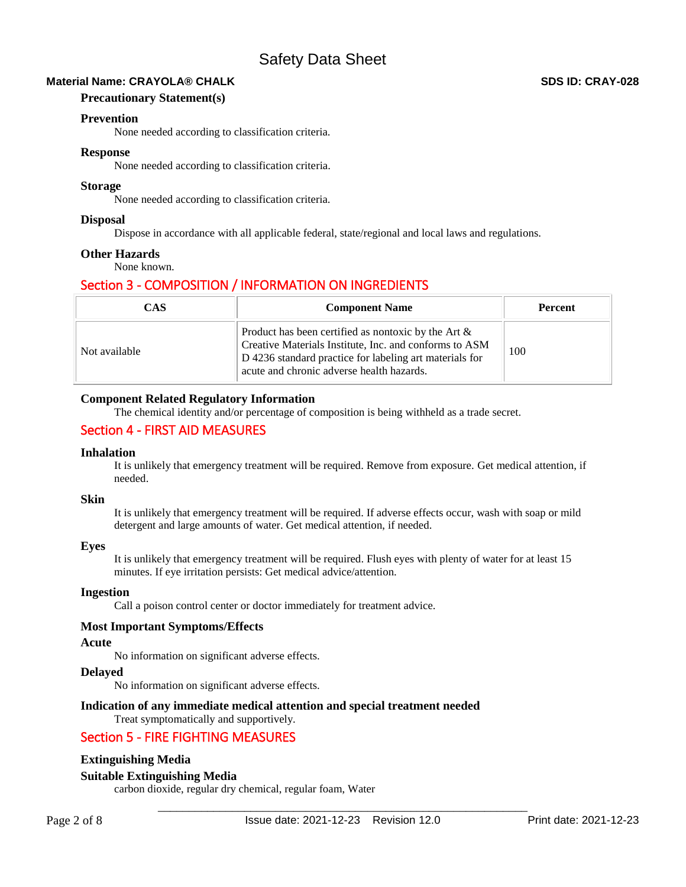### Precautionary Statement(s)

#### Prevention

None needed according to classification criteria.

#### Response

None needed according to classification criteria.

#### Storage

None needed according to classification criteria.

#### Disposal

Dispose in accordance with all applicable federal, state/regional and local laws and regulations.

#### Other Hazards

None known.

## Section 3 - COMPOSITION / INFORMATION ON INGREDIENTS

| CAS | Component Name | Percent |
| --- | --- | --- |
| Not available | Product has been certified as nontoxic by the Art & Creative Materials Institute, Inc. and conforms to ASM D 4236 standard practice for labeling art materials for acute and chronic adverse health hazards. | 100 |

#### Component Related Regulatory Information

The chemical identity and/or percentage of composition is being withheld as a trade secret.

## Section 4 - FIRST AID MEASURES

#### Inhalation

It is unlikely that emergency treatment will be required. Remove from exposure. Get medical attention, if needed.

#### Skin

It is unlikely that emergency treatment will be required. If adverse effects occur, wash with soap or mild detergent and large amounts of water. Get medical attention, if needed.

#### Eyes

It is unlikely that emergency treatment will be required. Flush eyes with plenty of water for at least 15 minutes. If eye irritation persists: Get medical advice/attention.

#### Ingestion

Call a poison control center or doctor immediately for treatment advice.

#### Most Important Symptoms/Effects

#### Acute

No information on significant adverse effects.

#### Delayed

No information on significant adverse effects.

#### Indication of any immediate medical attention and special treatment needed

Treat symptomatically and supportively.

## Section 5 - FIRE FIGHTING MEASURES

#### Extinguishing Media

#### Suitable Extinguishing Media

carbon dioxide, regular dry chemical, regular foam, Water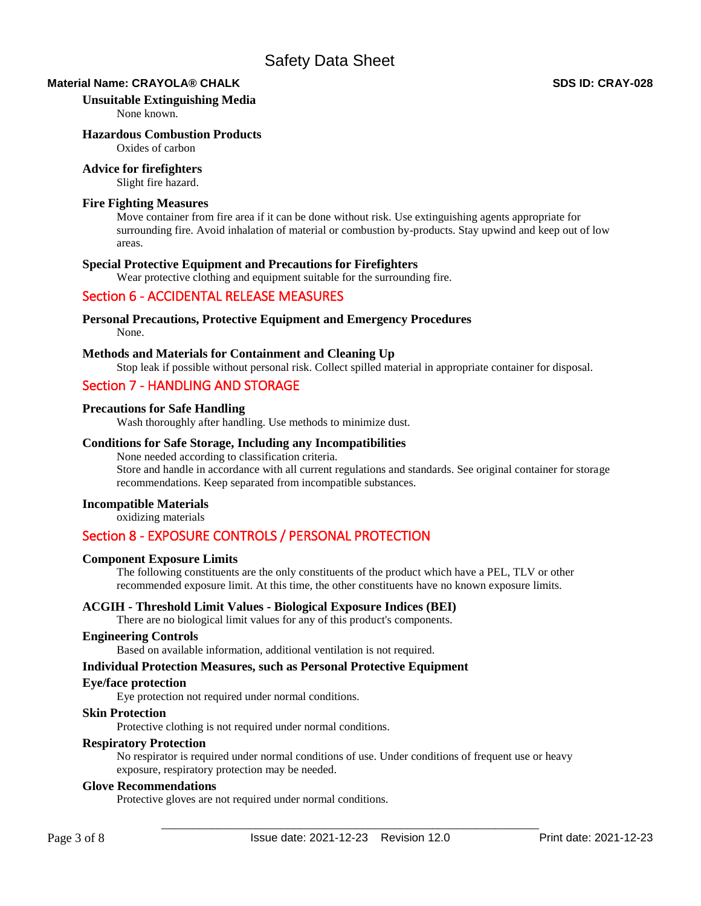**Unsuitable Extinguishing Media**

None known.

**Hazardous Combustion Products**

Oxides of carbon

**Advice for firefighters**

Slight fire hazard.

**Fire Fighting Measures**

Move container from fire area if it can be done without risk. Use extinguishing agents appropriate for surrounding fire. Avoid inhalation of material or combustion by-products. Stay upwind and keep out of low areas.

**Special Protective Equipment and Precautions for Firefighters**

Wear protective clothing and equipment suitable for the surrounding fire.

## Section 6 - ACCIDENTAL RELEASE MEASURES

**Personal Precautions, Protective Equipment and Emergency Procedures**

None.

**Methods and Materials for Containment and Cleaning Up**

Stop leak if possible without personal risk. Collect spilled material in appropriate container for disposal.

## Section 7 - HANDLING AND STORAGE

**Precautions for Safe Handling**

Wash thoroughly after handling. Use methods to minimize dust.

**Conditions for Safe Storage, Including any Incompatibilities**

None needed according to classification criteria.
Store and handle in accordance with all current regulations and standards. See original container for storage recommendations. Keep separated from incompatible substances.

**Incompatible Materials**

oxidizing materials

## Section 8 - EXPOSURE CONTROLS / PERSONAL PROTECTION

**Component Exposure Limits**

The following constituents are the only constituents of the product which have a PEL, TLV or other recommended exposure limit. At this time, the other constituents have no known exposure limits.

**ACGIH - Threshold Limit Values - Biological Exposure Indices (BEI)**

There are no biological limit values for any of this product's components.

**Engineering Controls**

Based on available information, additional ventilation is not required.

**Individual Protection Measures, such as Personal Protective Equipment**

**Eye/face protection**

Eye protection not required under normal conditions.

**Skin Protection**

Protective clothing is not required under normal conditions.

**Respiratory Protection**

No respirator is required under normal conditions of use. Under conditions of frequent use or heavy exposure, respiratory protection may be needed.

**Glove Recommendations**

Protective gloves are not required under normal conditions.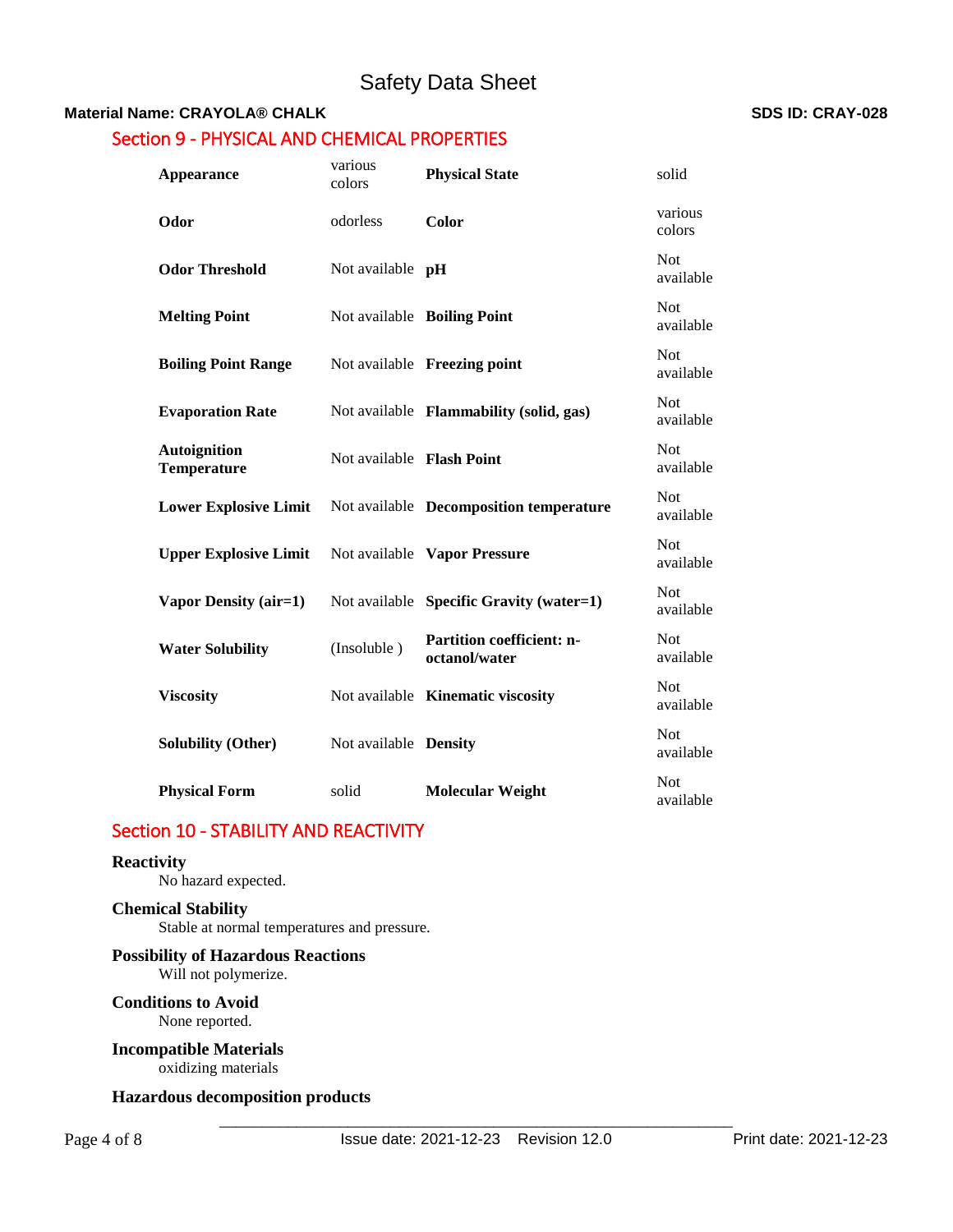# Safety Data Sheet

**Material Name: CRAYOLA® CHALK** **SDS ID: CRAY-028**

## Section 9 - PHYSICAL AND CHEMICAL PROPERTIES

| | | | |
|---|---|---|---|
| **Appearance** | various colors | **Physical State** | solid |
| **Odor** | odorless | **Color** | various colors |
| **Odor Threshold** | Not available | **pH** | Not available |
| **Melting Point** | Not available | **Boiling Point** | Not available |
| **Boiling Point Range** | Not available | **Freezing point** | Not available |
| **Evaporation Rate** | Not available | **Flammability (solid, gas)** | Not available |
| **Autoignition Temperature** | Not available | **Flash Point** | Not available |
| **Lower Explosive Limit** | Not available | **Decomposition temperature** | Not available |
| **Upper Explosive Limit** | Not available | **Vapor Pressure** | Not available |
| **Vapor Density (air=1)** | Not available | **Specific Gravity (water=1)** | Not available |
| **Water Solubility** | (Insoluble ) | **Partition coefficient: n-octanol/water** | Not available |
| **Viscosity** | Not available | **Kinematic viscosity** | Not available |
| **Solubility (Other)** | Not available | **Density** | Not available |
| **Physical Form** | solid | **Molecular Weight** | Not available |

## Section 10 - STABILITY AND REACTIVITY

**Reactivity**
No hazard expected.

**Chemical Stability**
Stable at normal temperatures and pressure.

**Possibility of Hazardous Reactions**
Will not polymerize.

**Conditions to Avoid**
None reported.

**Incompatible Materials**
oxidizing materials

**Hazardous decomposition products**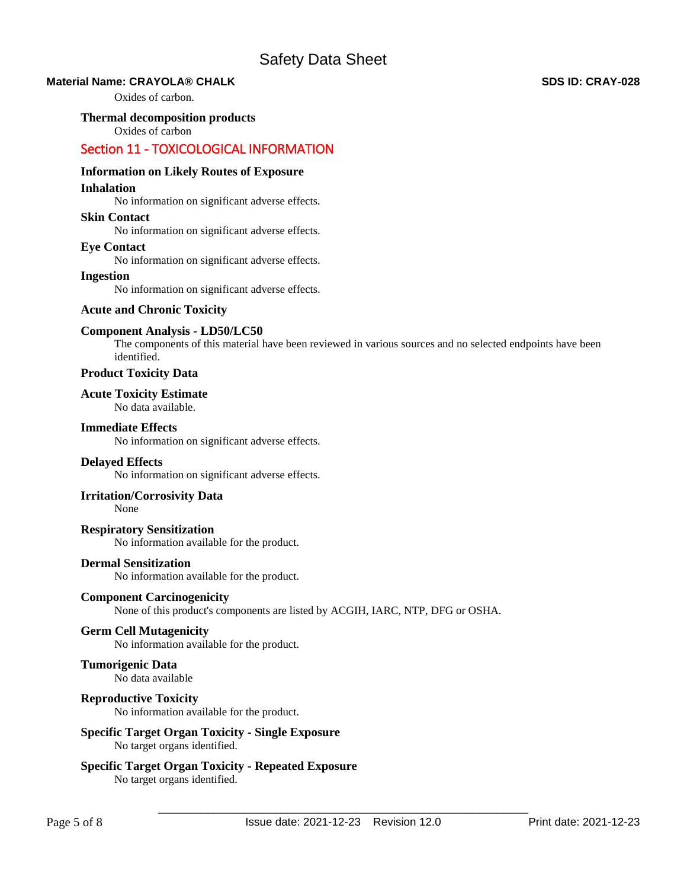Oxides of carbon.

**Thermal decomposition products**

Oxides of carbon

## Section 11 - TOXICOLOGICAL INFORMATION

**Information on Likely Routes of Exposure**

**Inhalation**

No information on significant adverse effects.

**Skin Contact**

No information on significant adverse effects.

**Eye Contact**

No information on significant adverse effects.

**Ingestion**

No information on significant adverse effects.

**Acute and Chronic Toxicity**

**Component Analysis - LD50/LC50**

The components of this material have been reviewed in various sources and no selected endpoints have been identified.

**Product Toxicity Data**

**Acute Toxicity Estimate**

No data available.

**Immediate Effects**

No information on significant adverse effects.

**Delayed Effects**

No information on significant adverse effects.

**Irritation/Corrosivity Data**

None

**Respiratory Sensitization**

No information available for the product.

**Dermal Sensitization**

No information available for the product.

**Component Carcinogenicity**

None of this product's components are listed by ACGIH, IARC, NTP, DFG or OSHA.

**Germ Cell Mutagenicity**

No information available for the product.

**Tumorigenic Data**

No data available

**Reproductive Toxicity**

No information available for the product.

**Specific Target Organ Toxicity - Single Exposure**

No target organs identified.

**Specific Target Organ Toxicity - Repeated Exposure**

No target organs identified.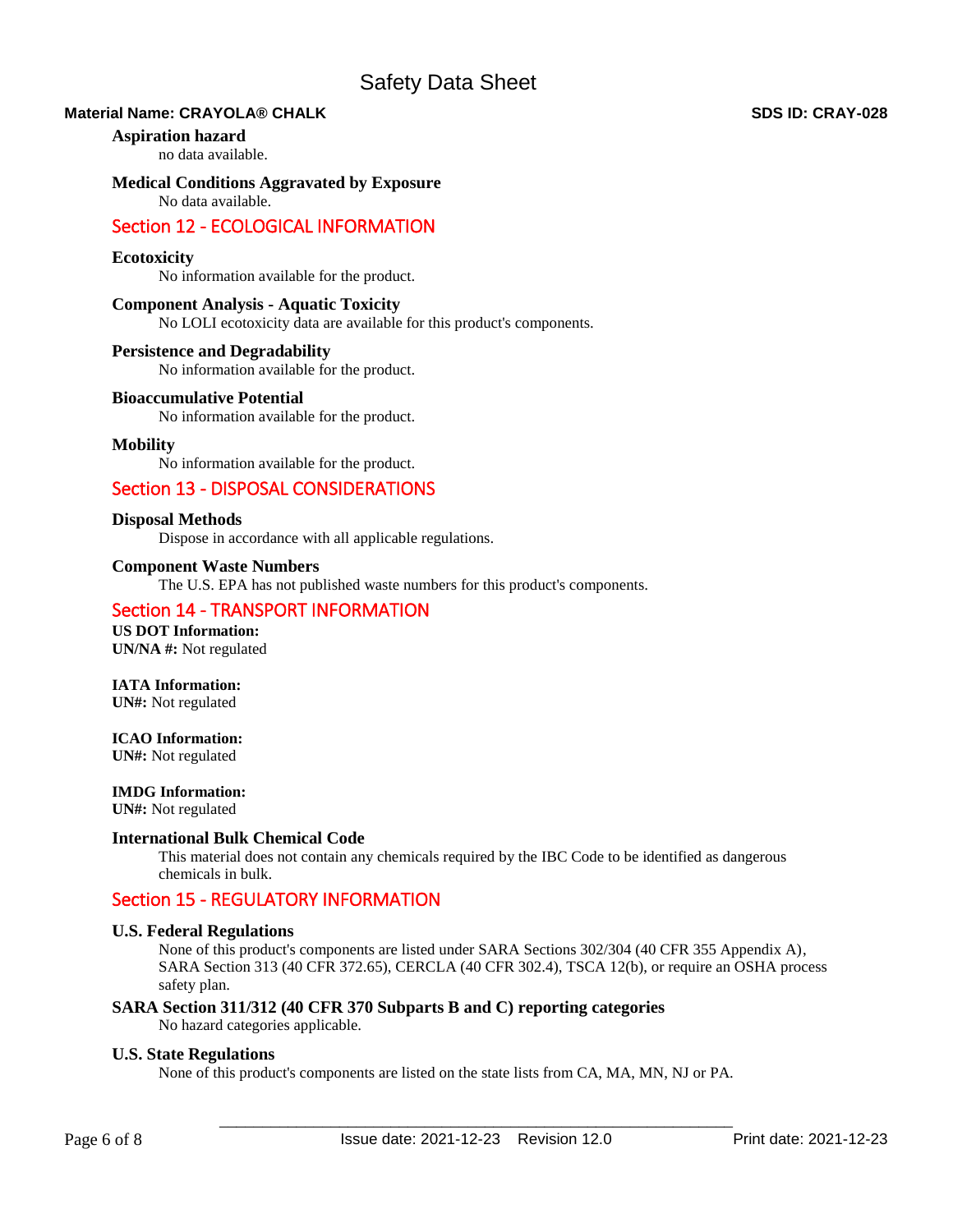**Aspiration hazard**

no data available.

**Medical Conditions Aggravated by Exposure**

No data available.

## Section 12 - ECOLOGICAL INFORMATION

**Ecotoxicity**

No information available for the product.

**Component Analysis - Aquatic Toxicity**

No LOLI ecotoxicity data are available for this product's components.

**Persistence and Degradability**

No information available for the product.

**Bioaccumulative Potential**

No information available for the product.

**Mobility**

No information available for the product.

## Section 13 - DISPOSAL CONSIDERATIONS

**Disposal Methods**

Dispose in accordance with all applicable regulations.

**Component Waste Numbers**

The U.S. EPA has not published waste numbers for this product's components.

## Section 14 - TRANSPORT INFORMATION

**US DOT Information:**
**UN/NA #:** Not regulated

**IATA Information:**
**UN#:** Not regulated

**ICAO Information:**
**UN#:** Not regulated

**IMDG Information:**
**UN#:** Not regulated

**International Bulk Chemical Code**

This material does not contain any chemicals required by the IBC Code to be identified as dangerous chemicals in bulk.

## Section 15 - REGULATORY INFORMATION

**U.S. Federal Regulations**

None of this product's components are listed under SARA Sections 302/304 (40 CFR 355 Appendix A), SARA Section 313 (40 CFR 372.65), CERCLA (40 CFR 302.4), TSCA 12(b), or require an OSHA process safety plan.

**SARA Section 311/312 (40 CFR 370 Subparts B and C) reporting categories**

No hazard categories applicable.

**U.S. State Regulations**

None of this product's components are listed on the state lists from CA, MA, MN, NJ or PA.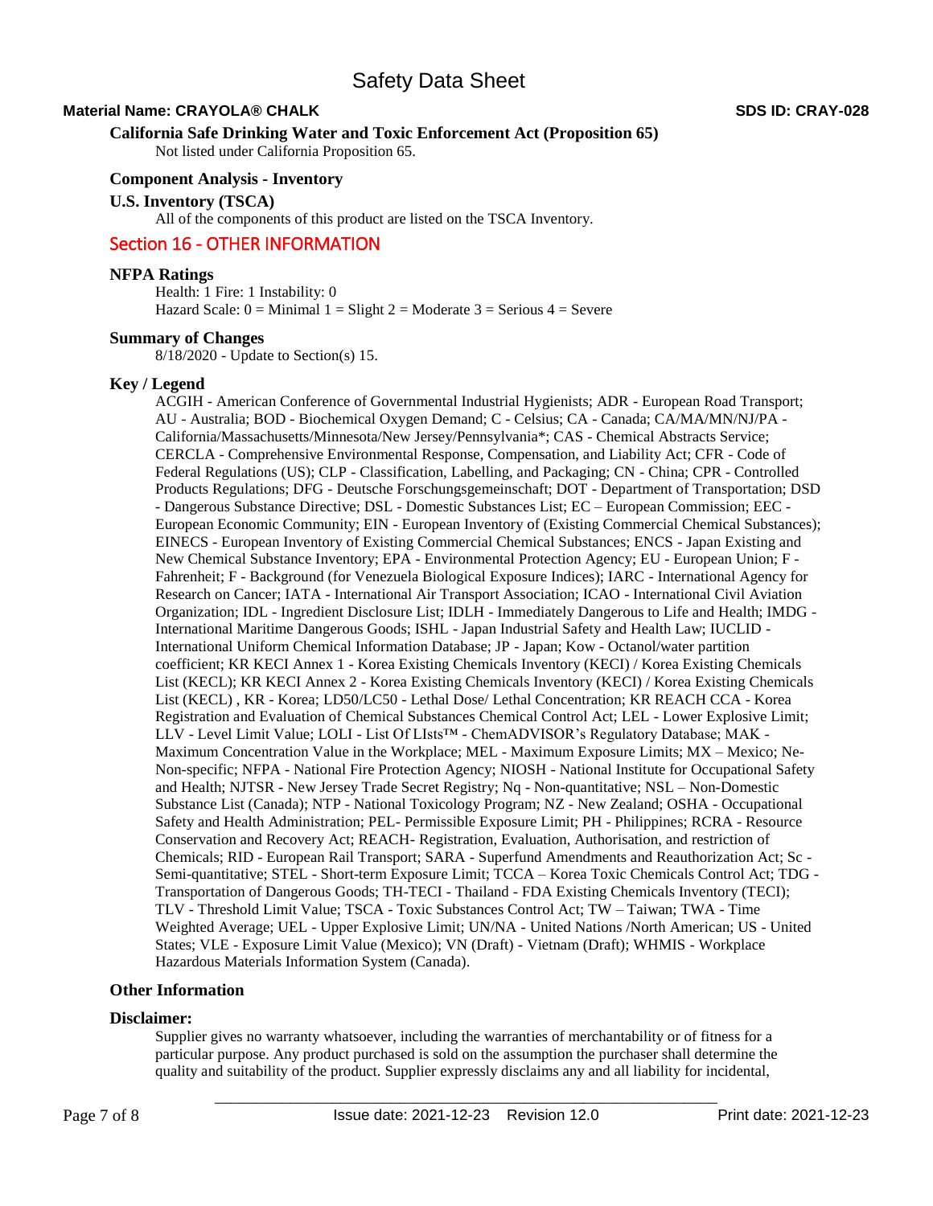### California Safe Drinking Water and Toxic Enforcement Act (Proposition 65)

Not listed under California Proposition 65.

### Component Analysis - Inventory

### U.S. Inventory (TSCA)

All of the components of this product are listed on the TSCA Inventory.

## Section 16 - OTHER INFORMATION

### NFPA Ratings

Health: 1 Fire: 1 Instability: 0
Hazard Scale: 0 = Minimal 1 = Slight 2 = Moderate 3 = Serious 4 = Severe

### Summary of Changes

8/18/2020 - Update to Section(s) 15.

### Key / Legend

ACGIH - American Conference of Governmental Industrial Hygienists; ADR - European Road Transport; AU - Australia; BOD - Biochemical Oxygen Demand; C - Celsius; CA - Canada; CA/MA/MN/NJ/PA - California/Massachusetts/Minnesota/New Jersey/Pennsylvania*; CAS - Chemical Abstracts Service; CERCLA - Comprehensive Environmental Response, Compensation, and Liability Act; CFR - Code of Federal Regulations (US); CLP - Classification, Labelling, and Packaging; CN - China; CPR - Controlled Products Regulations; DFG - Deutsche Forschungsgemeinschaft; DOT - Department of Transportation; DSD - Dangerous Substance Directive; DSL - Domestic Substances List; EC – European Commission; EEC - European Economic Community; EIN - European Inventory of (Existing Commercial Chemical Substances); EINECS - European Inventory of Existing Commercial Chemical Substances; ENCS - Japan Existing and New Chemical Substance Inventory; EPA - Environmental Protection Agency; EU - European Union; F - Fahrenheit; F - Background (for Venezuela Biological Exposure Indices); IARC - International Agency for Research on Cancer; IATA - International Air Transport Association; ICAO - International Civil Aviation Organization; IDL - Ingredient Disclosure List; IDLH - Immediately Dangerous to Life and Health; IMDG - International Maritime Dangerous Goods; ISHL - Japan Industrial Safety and Health Law; IUCLID - International Uniform Chemical Information Database; JP - Japan; Kow - Octanol/water partition coefficient; KR KECI Annex 1 - Korea Existing Chemicals Inventory (KECI) / Korea Existing Chemicals List (KECL); KR KECI Annex 2 - Korea Existing Chemicals Inventory (KECI) / Korea Existing Chemicals List (KECL) , KR - Korea; LD50/LC50 - Lethal Dose/ Lethal Concentration; KR REACH CCA - Korea Registration and Evaluation of Chemical Substances Chemical Control Act; LEL - Lower Explosive Limit; LLV - Level Limit Value; LOLI - List Of LIsts™ - ChemADVISOR's Regulatory Database; MAK - Maximum Concentration Value in the Workplace; MEL - Maximum Exposure Limits; MX – Mexico; Ne- Non-specific; NFPA - National Fire Protection Agency; NIOSH - National Institute for Occupational Safety and Health; NJTSR - New Jersey Trade Secret Registry; Nq - Non-quantitative; NSL – Non-Domestic Substance List (Canada); NTP - National Toxicology Program; NZ - New Zealand; OSHA - Occupational Safety and Health Administration; PEL- Permissible Exposure Limit; PH - Philippines; RCRA - Resource Conservation and Recovery Act; REACH- Registration, Evaluation, Authorisation, and restriction of Chemicals; RID - European Rail Transport; SARA - Superfund Amendments and Reauthorization Act; Sc - Semi-quantitative; STEL - Short-term Exposure Limit; TCCA – Korea Toxic Chemicals Control Act; TDG - Transportation of Dangerous Goods; TH-TECI - Thailand - FDA Existing Chemicals Inventory (TECI); TLV - Threshold Limit Value; TSCA - Toxic Substances Control Act; TW – Taiwan; TWA - Time Weighted Average; UEL - Upper Explosive Limit; UN/NA - United Nations /North American; US - United States; VLE - Exposure Limit Value (Mexico); VN (Draft) - Vietnam (Draft); WHMIS - Workplace Hazardous Materials Information System (Canada).

### Other Information

### Disclaimer:

Supplier gives no warranty whatsoever, including the warranties of merchantability or of fitness for a particular purpose. Any product purchased is sold on the assumption the purchaser shall determine the quality and suitability of the product. Supplier expressly disclaims any and all liability for incidental,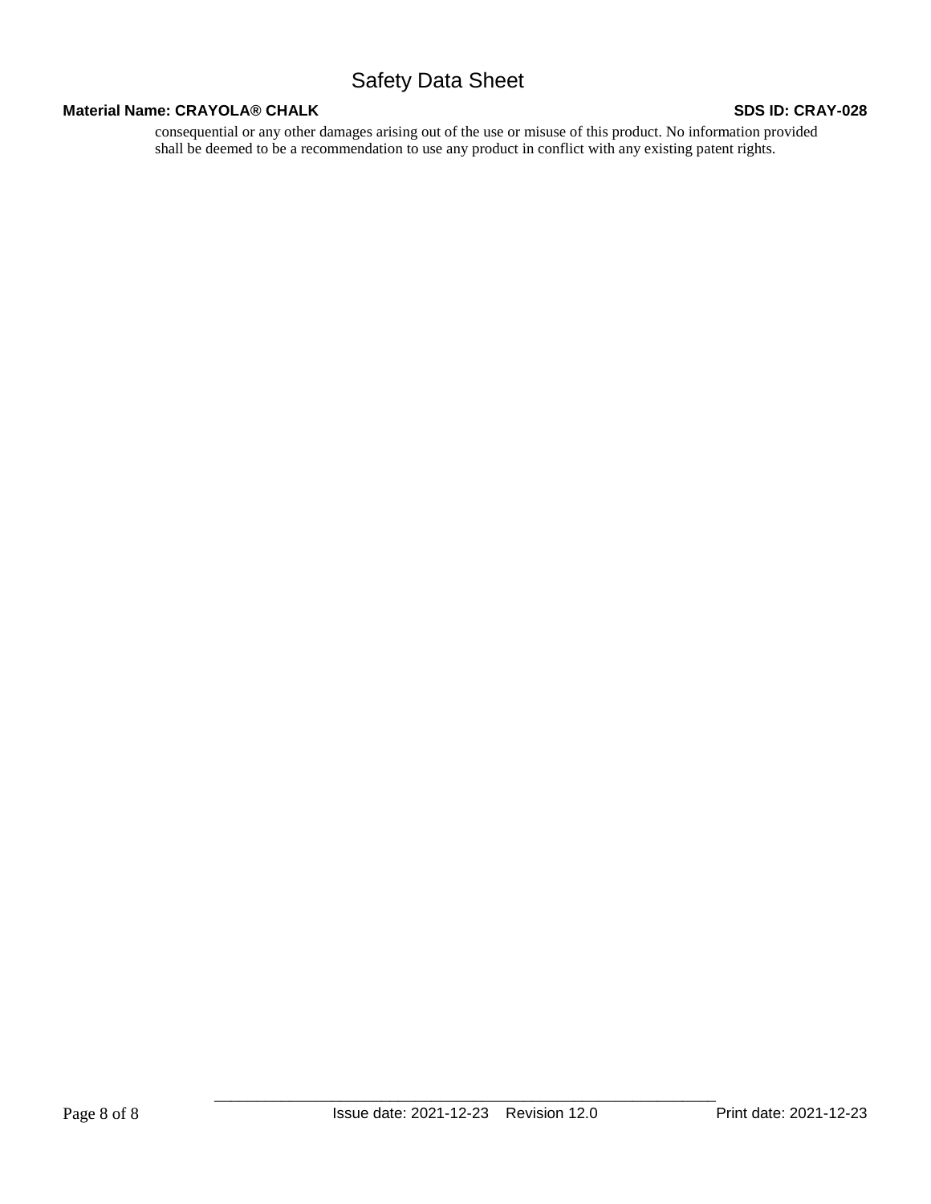consequential or any other damages arising out of the use or misuse of this product. No information provided shall be deemed to be a recommendation to use any product in conflict with any existing patent rights.